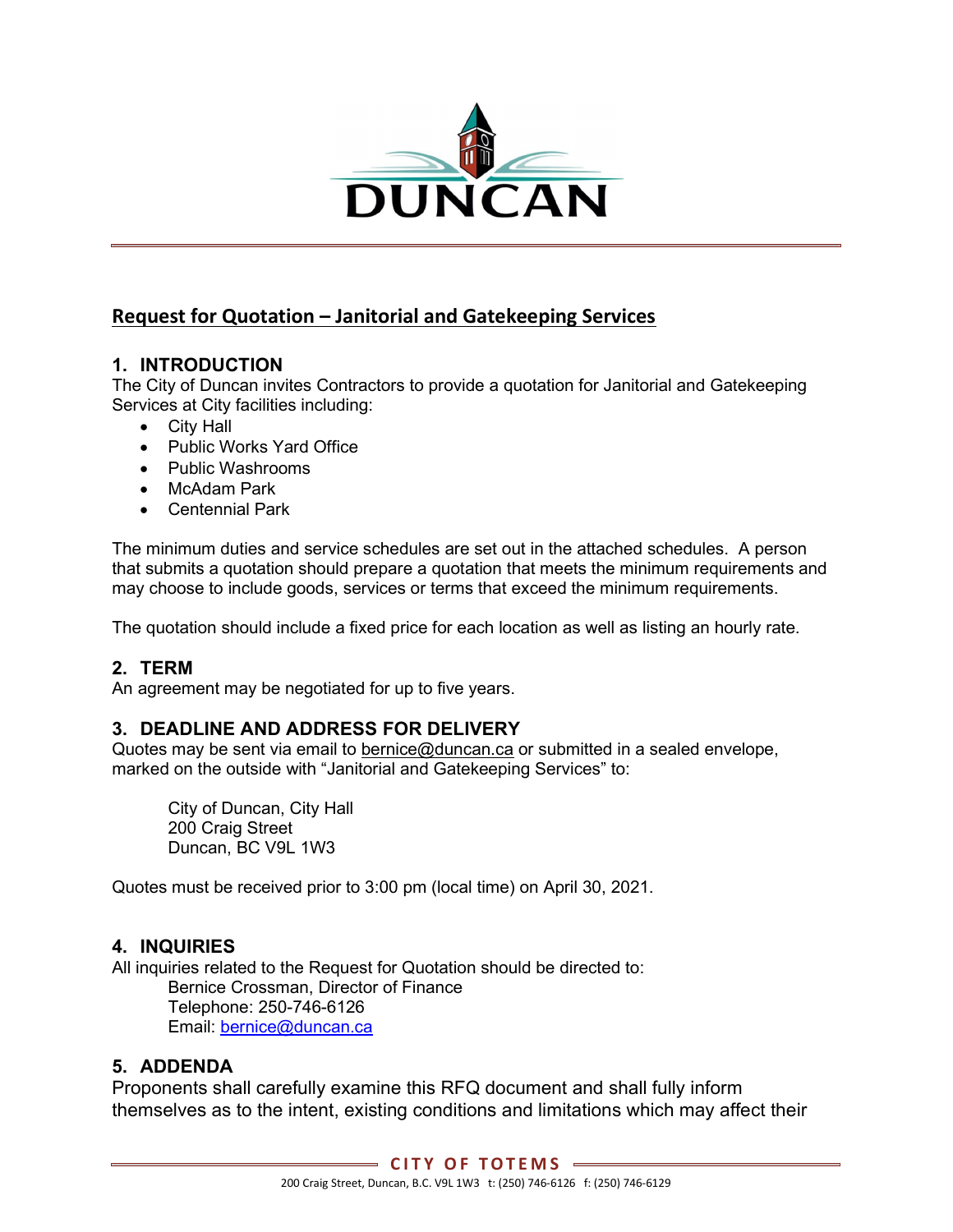# Request for Quotation – Janitorial and Gatekeeping Services

## 1. INTRODUCTION

The City of Duncan invites Contractors to provide a quotation for Janitorial and Gatekeeping Services at City facilities including:

- City Hall
- Public Works Yard Office
- Public Washrooms
- McAdam Park
- Centennial Park

The minimum duties and service schedules are set out in the attached schedules. A person that submits a quotation should prepare a quotation that meets the minimum requirements and may choose to include goods, services or terms that exceed the minimum requirements.

The quotation should include a fixed price for each location as well as listing an hourly rate.

## 2. TERM

An agreement may be negotiated for up to five years.

## 3. DEADLINE AND ADDRESS FOR DELIVERY

Quotes may be sent via email to bernice@duncan.ca or submitted in a sealed envelope, marked on the outside with "Janitorial and Gatekeeping Services" to:

City of Duncan, City Hall
200 Craig Street
Duncan, BC V9L 1W3

Quotes must be received prior to 3:00 pm (local time) on April 30, 2021.

## 4. INQUIRIES

All inquiries related to the Request for Quotation should be directed to:

Bernice Crossman, Director of Finance
Telephone: 250-746-6126
Email: bernice@duncan.ca

## 5. ADDENDA

Proponents shall carefully examine this RFQ document and shall fully inform themselves as to the intent, existing conditions and limitations which may affect their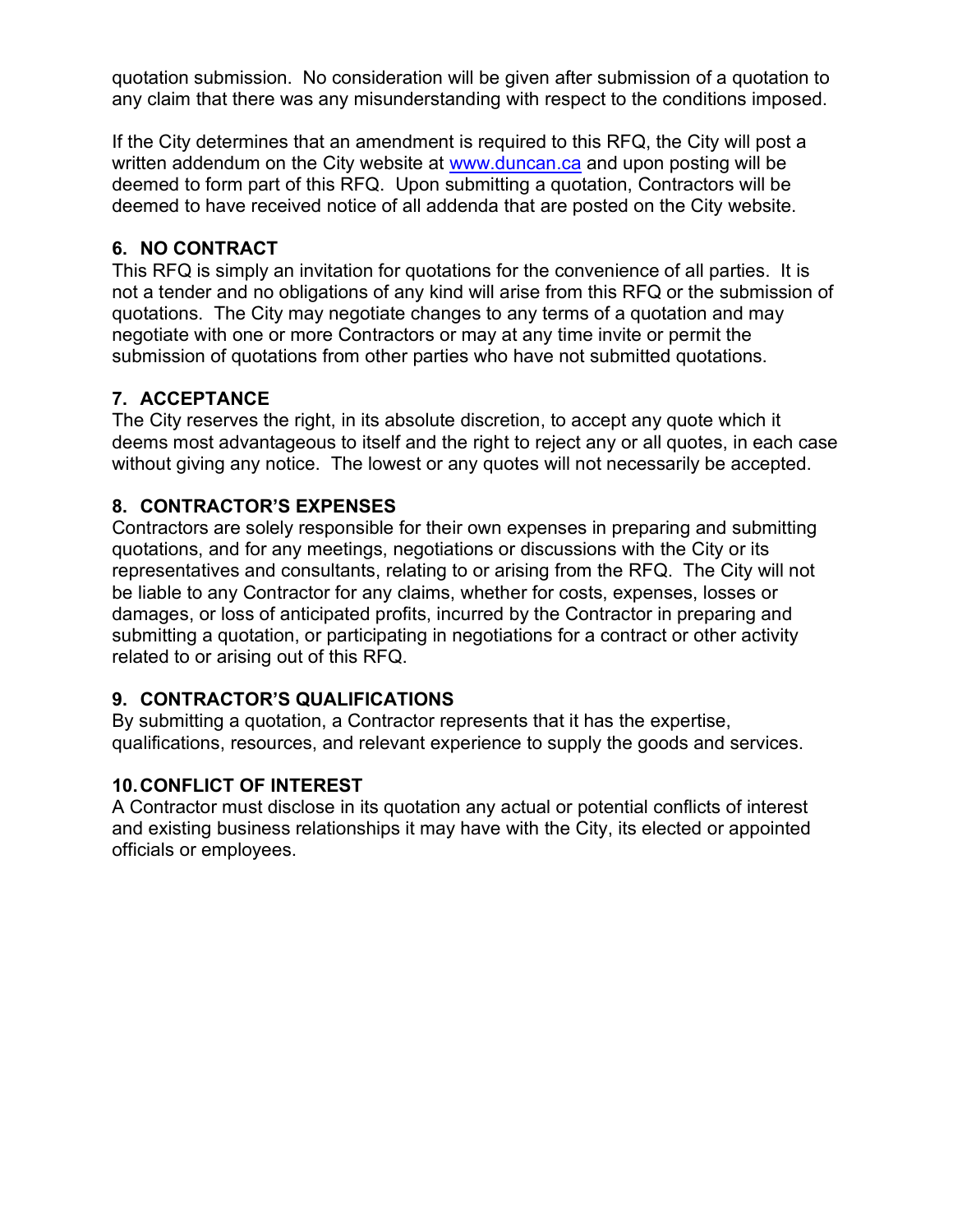quotation submission. No consideration will be given after submission of a quotation to any claim that there was any misunderstanding with respect to the conditions imposed.

If the City determines that an amendment is required to this RFQ, the City will post a written addendum on the City website at www.duncan.ca and upon posting will be deemed to form part of this RFQ. Upon submitting a quotation, Contractors will be deemed to have received notice of all addenda that are posted on the City website.

## 6. NO CONTRACT

This RFQ is simply an invitation for quotations for the convenience of all parties. It is not a tender and no obligations of any kind will arise from this RFQ or the submission of quotations. The City may negotiate changes to any terms of a quotation and may negotiate with one or more Contractors or may at any time invite or permit the submission of quotations from other parties who have not submitted quotations.

## 7. ACCEPTANCE

The City reserves the right, in its absolute discretion, to accept any quote which it deems most advantageous to itself and the right to reject any or all quotes, in each case without giving any notice. The lowest or any quotes will not necessarily be accepted.

## 8. CONTRACTOR'S EXPENSES

Contractors are solely responsible for their own expenses in preparing and submitting quotations, and for any meetings, negotiations or discussions with the City or its representatives and consultants, relating to or arising from the RFQ. The City will not be liable to any Contractor for any claims, whether for costs, expenses, losses or damages, or loss of anticipated profits, incurred by the Contractor in preparing and submitting a quotation, or participating in negotiations for a contract or other activity related to or arising out of this RFQ.

## 9. CONTRACTOR'S QUALIFICATIONS

By submitting a quotation, a Contractor represents that it has the expertise, qualifications, resources, and relevant experience to supply the goods and services.

## 10. CONFLICT OF INTEREST

A Contractor must disclose in its quotation any actual or potential conflicts of interest and existing business relationships it may have with the City, its elected or appointed officials or employees.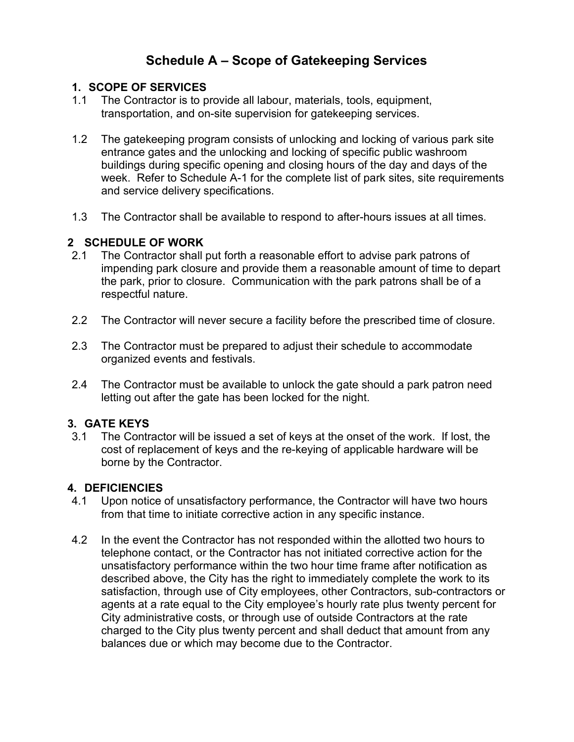# Schedule A – Scope of Gatekeeping Services

## 1. SCOPE OF SERVICES

1.1 The Contractor is to provide all labour, materials, tools, equipment, transportation, and on-site supervision for gatekeeping services.

1.2 The gatekeeping program consists of unlocking and locking of various park site entrance gates and the unlocking and locking of specific public washroom buildings during specific opening and closing hours of the day and days of the week. Refer to Schedule A-1 for the complete list of park sites, site requirements and service delivery specifications.

1.3 The Contractor shall be available to respond to after-hours issues at all times.

## 2 SCHEDULE OF WORK

2.1 The Contractor shall put forth a reasonable effort to advise park patrons of impending park closure and provide them a reasonable amount of time to depart the park, prior to closure. Communication with the park patrons shall be of a respectful nature.

2.2 The Contractor will never secure a facility before the prescribed time of closure.

2.3 The Contractor must be prepared to adjust their schedule to accommodate organized events and festivals.

2.4 The Contractor must be available to unlock the gate should a park patron need letting out after the gate has been locked for the night.

## 3. GATE KEYS

3.1 The Contractor will be issued a set of keys at the onset of the work. If lost, the cost of replacement of keys and the re-keying of applicable hardware will be borne by the Contractor.

## 4. DEFICIENCIES

4.1 Upon notice of unsatisfactory performance, the Contractor will have two hours from that time to initiate corrective action in any specific instance.

4.2 In the event the Contractor has not responded within the allotted two hours to telephone contact, or the Contractor has not initiated corrective action for the unsatisfactory performance within the two hour time frame after notification as described above, the City has the right to immediately complete the work to its satisfaction, through use of City employees, other Contractors, sub-contractors or agents at a rate equal to the City employee's hourly rate plus twenty percent for City administrative costs, or through use of outside Contractors at the rate charged to the City plus twenty percent and shall deduct that amount from any balances due or which may become due to the Contractor.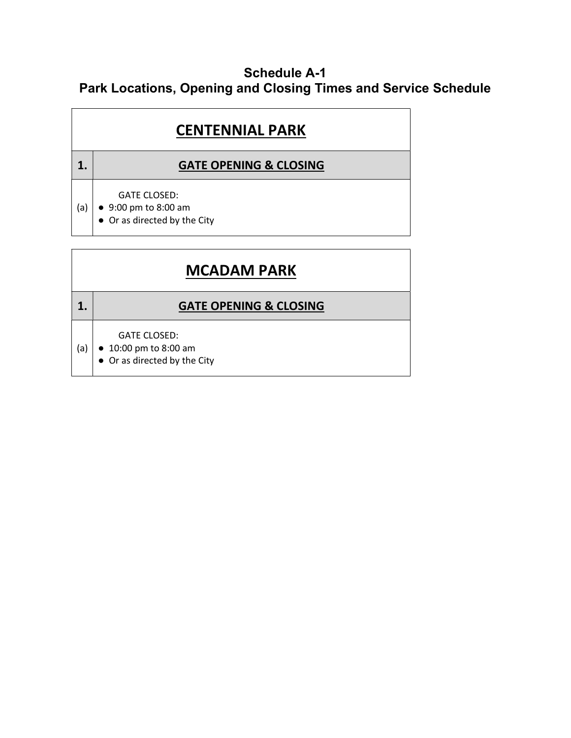# Schedule A-1
## Park Locations, Opening and Closing Times and Service Schedule

| CENTENNIAL PARK | |
|---|---|
| **1.** | **GATE OPENING & CLOSING** |
| (a) | GATE CLOSED:<br>● 9:00 pm to 8:00 am<br>● Or as directed by the City |

| MCADAM PARK | |
|---|---|
| **1.** | **GATE OPENING & CLOSING** |
| (a) | GATE CLOSED:<br>● 10:00 pm to 8:00 am<br>● Or as directed by the City |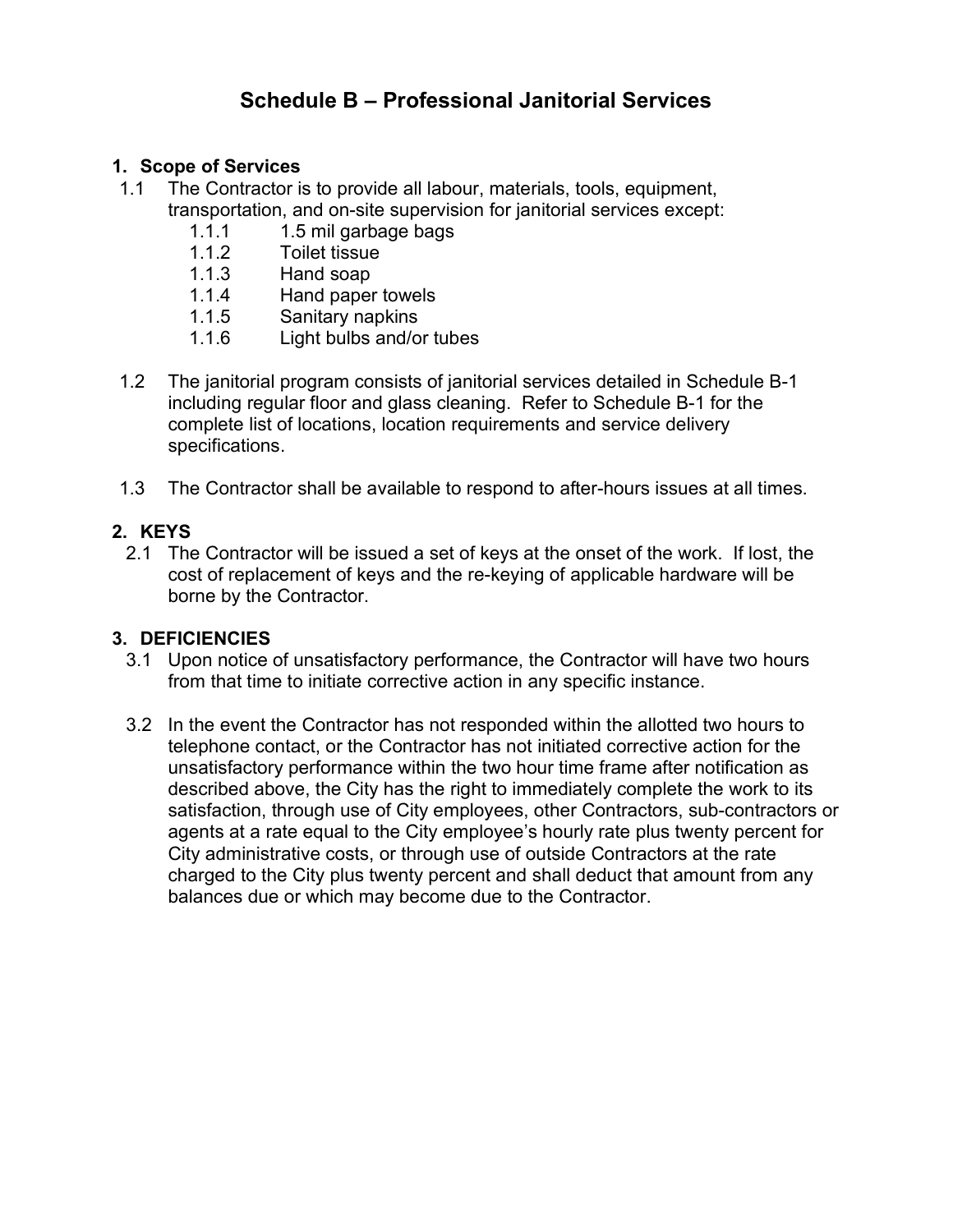# Schedule B – Professional Janitorial Services

## 1. Scope of Services

1.1 The Contractor is to provide all labour, materials, tools, equipment, transportation, and on-site supervision for janitorial services except:

- 1.1.1 1.5 mil garbage bags
- 1.1.2 Toilet tissue
- 1.1.3 Hand soap
- 1.1.4 Hand paper towels
- 1.1.5 Sanitary napkins
- 1.1.6 Light bulbs and/or tubes

1.2 The janitorial program consists of janitorial services detailed in Schedule B-1 including regular floor and glass cleaning. Refer to Schedule B-1 for the complete list of locations, location requirements and service delivery specifications.

1.3 The Contractor shall be available to respond to after-hours issues at all times.

## 2. KEYS

2.1 The Contractor will be issued a set of keys at the onset of the work. If lost, the cost of replacement of keys and the re-keying of applicable hardware will be borne by the Contractor.

## 3. DEFICIENCIES

3.1 Upon notice of unsatisfactory performance, the Contractor will have two hours from that time to initiate corrective action in any specific instance.

3.2 In the event the Contractor has not responded within the allotted two hours to telephone contact, or the Contractor has not initiated corrective action for the unsatisfactory performance within the two hour time frame after notification as described above, the City has the right to immediately complete the work to its satisfaction, through use of City employees, other Contractors, sub-contractors or agents at a rate equal to the City employee's hourly rate plus twenty percent for City administrative costs, or through use of outside Contractors at the rate charged to the City plus twenty percent and shall deduct that amount from any balances due or which may become due to the Contractor.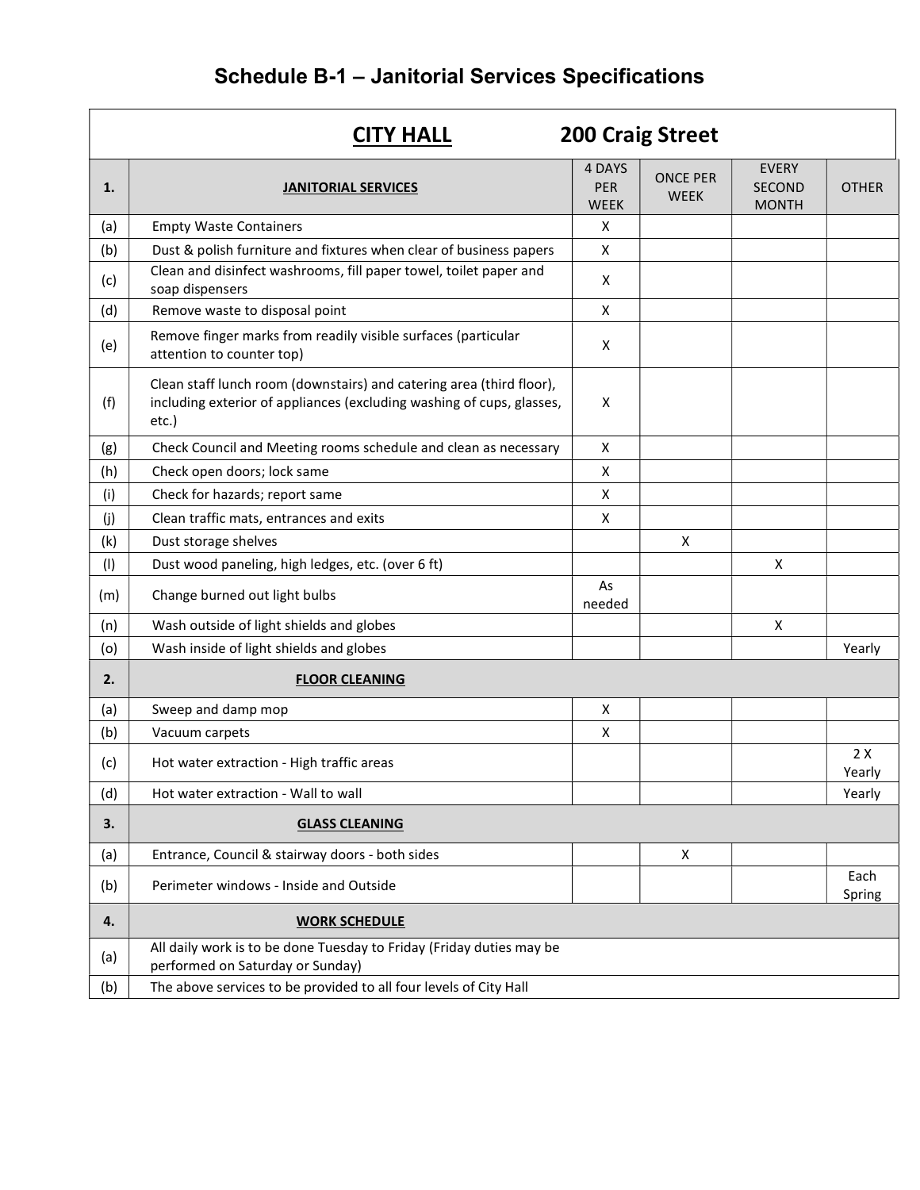# Schedule B-1 – Janitorial Services Specifications

| | **CITY HALL** 200 Craig Street | | | | |
|---|---|---|---|---|---|
| **1.** | **JANITORIAL SERVICES** | 4 DAYS PER WEEK | ONCE PER WEEK | EVERY SECOND MONTH | OTHER |
| (a) | Empty Waste Containers | X | | | |
| (b) | Dust & polish furniture and fixtures when clear of business papers | X | | | |
| (c) | Clean and disinfect washrooms, fill paper towel, toilet paper and soap dispensers | X | | | |
| (d) | Remove waste to disposal point | X | | | |
| (e) | Remove finger marks from readily visible surfaces (particular attention to counter top) | X | | | |
| (f) | Clean staff lunch room (downstairs) and catering area (third floor), including exterior of appliances (excluding washing of cups, glasses, etc.) | X | | | |
| (g) | Check Council and Meeting rooms schedule and clean as necessary | X | | | |
| (h) | Check open doors; lock same | X | | | |
| (i) | Check for hazards; report same | X | | | |
| (j) | Clean traffic mats, entrances and exits | X | | | |
| (k) | Dust storage shelves | | X | | |
| (l) | Dust wood paneling, high ledges, etc. (over 6 ft) | | | X | |
| (m) | Change burned out light bulbs | As needed | | | |
| (n) | Wash outside of light shields and globes | | | X | |
| (o) | Wash inside of light shields and globes | | | | Yearly |
| **2.** | **FLOOR CLEANING** | | | | |
| (a) | Sweep and damp mop | X | | | |
| (b) | Vacuum carpets | X | | | |
| (c) | Hot water extraction - High traffic areas | | | | 2 X Yearly |
| (d) | Hot water extraction - Wall to wall | | | | Yearly |
| **3.** | **GLASS CLEANING** | | | | |
| (a) | Entrance, Council & stairway doors - both sides | | X | | |
| (b) | Perimeter windows - Inside and Outside | | | | Each Spring |
| **4.** | **WORK SCHEDULE** | | | | |
| (a) | All daily work is to be done Tuesday to Friday (Friday duties may be performed on Saturday or Sunday) | | | | |
| (b) | The above services to be provided to all four levels of City Hall | | | | |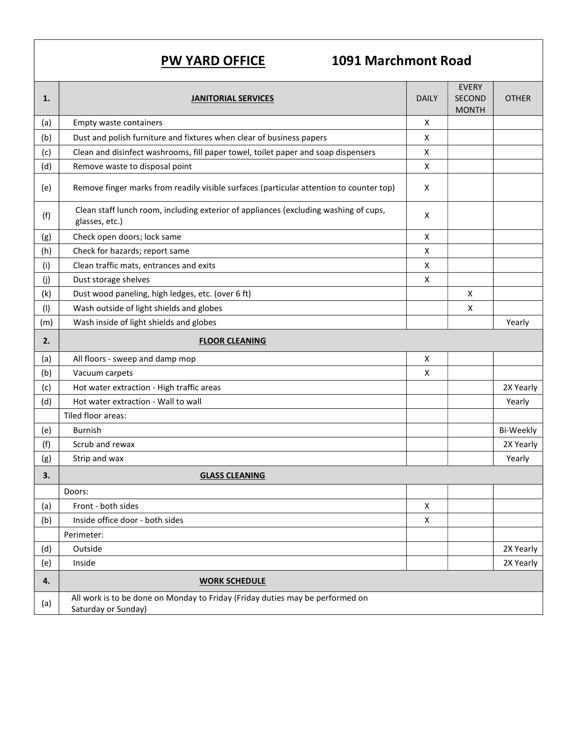# PW YARD OFFICE 1091 Marchmont Road

| 1. | JANITORIAL SERVICES | DAILY | EVERY SECOND MONTH | OTHER |
|---|---|---|---|---|
| (a) | Empty waste containers | X | | |
| (b) | Dust and polish furniture and fixtures when clear of business papers | X | | |
| (c) | Clean and disinfect washrooms, fill paper towel, toilet paper and soap dispensers | X | | |
| (d) | Remove waste to disposal point | X | | |
| (e) | Remove finger marks from readily visible surfaces (particular attention to counter top) | X | | |
| (f) | Clean staff lunch room, including exterior of appliances (excluding washing of cups, glasses, etc.) | X | | |
| (g) | Check open doors; lock same | X | | |
| (h) | Check for hazards; report same | X | | |
| (i) | Clean traffic mats, entrances and exits | X | | |
| (j) | Dust storage shelves | X | | |
| (k) | Dust wood paneling, high ledges, etc. (over 6 ft) | | X | |
| (l) | Wash outside of light shields and globes | | X | |
| (m) | Wash inside of light shields and globes | | | Yearly |
| **2.** | **FLOOR CLEANING** | | | |
| (a) | All floors - sweep and damp mop | X | | |
| (b) | Vacuum carpets | X | | |
| (c) | Hot water extraction - High traffic areas | | | 2X Yearly |
| (d) | Hot water extraction - Wall to wall | | | Yearly |
| | Tiled floor areas: | | | |
| (e) | Burnish | | | Bi-Weekly |
| (f) | Scrub and rewax | | | 2X Yearly |
| (g) | Strip and wax | | | Yearly |
| **3.** | **GLASS CLEANING** | | | |
| | Doors: | | | |
| (a) | Front - both sides | X | | |
| (b) | Inside office door - both sides | X | | |
| | Perimeter: | | | |
| (d) | Outside | | | 2X Yearly |
| (e) | Inside | | | 2X Yearly |
| **4.** | **WORK SCHEDULE** | | | |
| (a) | All work is to be done on Monday to Friday (Friday duties may be performed on Saturday or Sunday) | | | |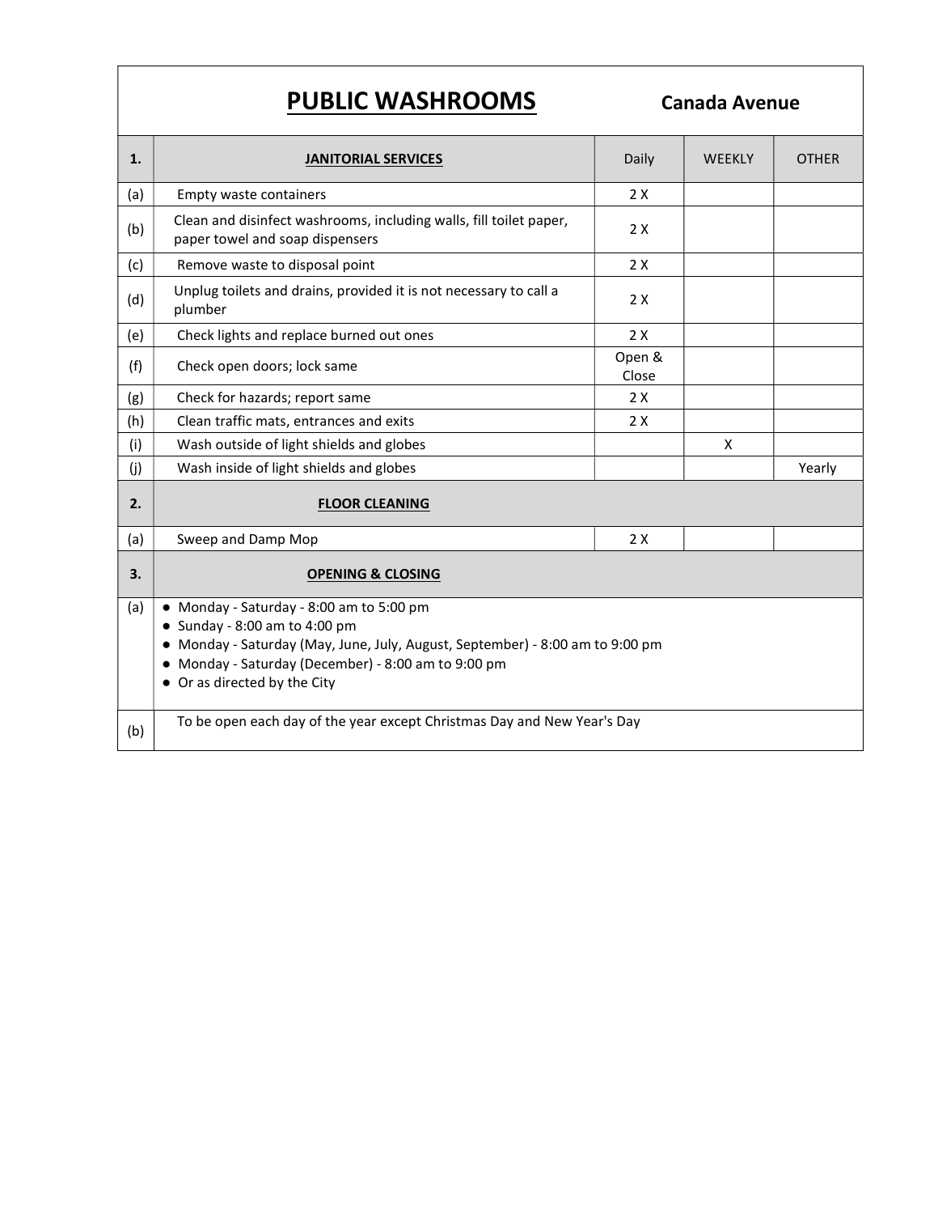# PUBLIC WASHROOMS — Canada Avenue

| 1. | **JANITORIAL SERVICES** | Daily | WEEKLY | OTHER |
|---|---|---|---|---|
| (a) | Empty waste containers | 2 X | | |
| (b) | Clean and disinfect washrooms, including walls, fill toilet paper, paper towel and soap dispensers | 2 X | | |
| (c) | Remove waste to disposal point | 2 X | | |
| (d) | Unplug toilets and drains, provided it is not necessary to call a plumber | 2 X | | |
| (e) | Check lights and replace burned out ones | 2 X | | |
| (f) | Check open doors; lock same | Open & Close | | |
| (g) | Check for hazards; report same | 2 X | | |
| (h) | Clean traffic mats, entrances and exits | 2 X | | |
| (i) | Wash outside of light shields and globes | | X | |
| (j) | Wash inside of light shields and globes | | | Yearly |
| **2.** | **FLOOR CLEANING** | | | |
| (a) | Sweep and Damp Mop | 2 X | | |
| **3.** | **OPENING & CLOSING** | | | |
| (a) | • Monday - Saturday - 8:00 am to 5:00 pm<br>• Sunday - 8:00 am to 4:00 pm<br>• Monday - Saturday (May, June, July, August, September) - 8:00 am to 9:00 pm<br>• Monday - Saturday (December) - 8:00 am to 9:00 pm<br>• Or as directed by the City | | | |
| (b) | To be open each day of the year except Christmas Day and New Year's Day | | | |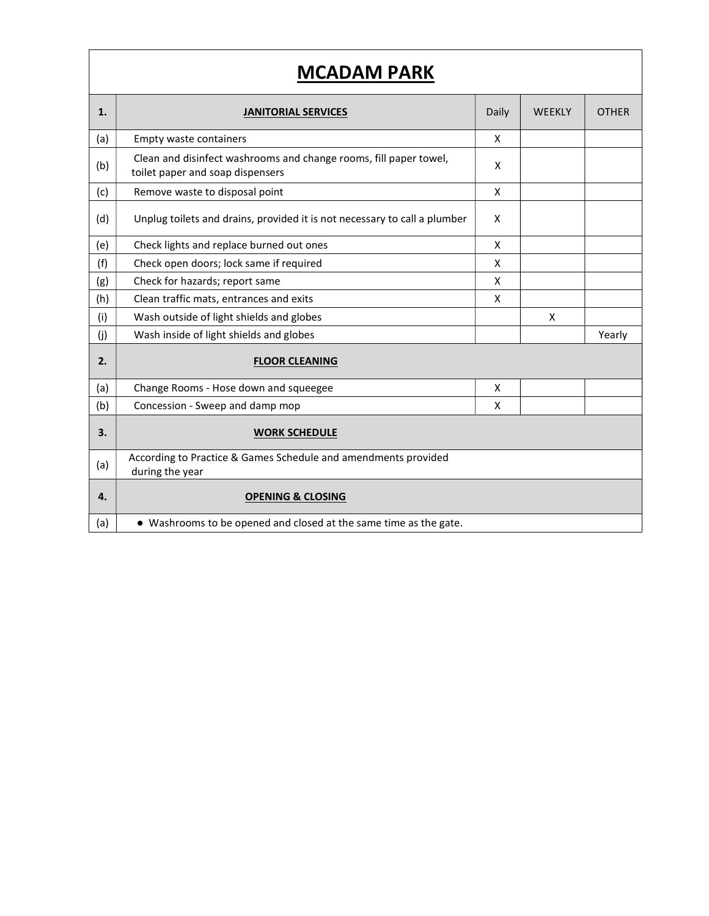# MCADAM PARK

| 1. | JANITORIAL SERVICES | Daily | WEEKLY | OTHER |
|---|---|---|---|---|
| (a) | Empty waste containers | X | | |
| (b) | Clean and disinfect washrooms and change rooms, fill paper towel, toilet paper and soap dispensers | X | | |
| (c) | Remove waste to disposal point | X | | |
| (d) | Unplug toilets and drains, provided it is not necessary to call a plumber | X | | |
| (e) | Check lights and replace burned out ones | X | | |
| (f) | Check open doors; lock same if required | X | | |
| (g) | Check for hazards; report same | X | | |
| (h) | Clean traffic mats, entrances and exits | X | | |
| (i) | Wash outside of light shields and globes | | X | |
| (j) | Wash inside of light shields and globes | | | Yearly |
| **2.** | **FLOOR CLEANING** | | | |
| (a) | Change Rooms - Hose down and squeegee | X | | |
| (b) | Concession - Sweep and damp mop | X | | |
| **3.** | **WORK SCHEDULE** | | | |
| (a) | According to Practice & Games Schedule and amendments provided during the year | | | |
| **4.** | **OPENING & CLOSING** | | | |
| (a) | ● Washrooms to be opened and closed at the same time as the gate. | | | |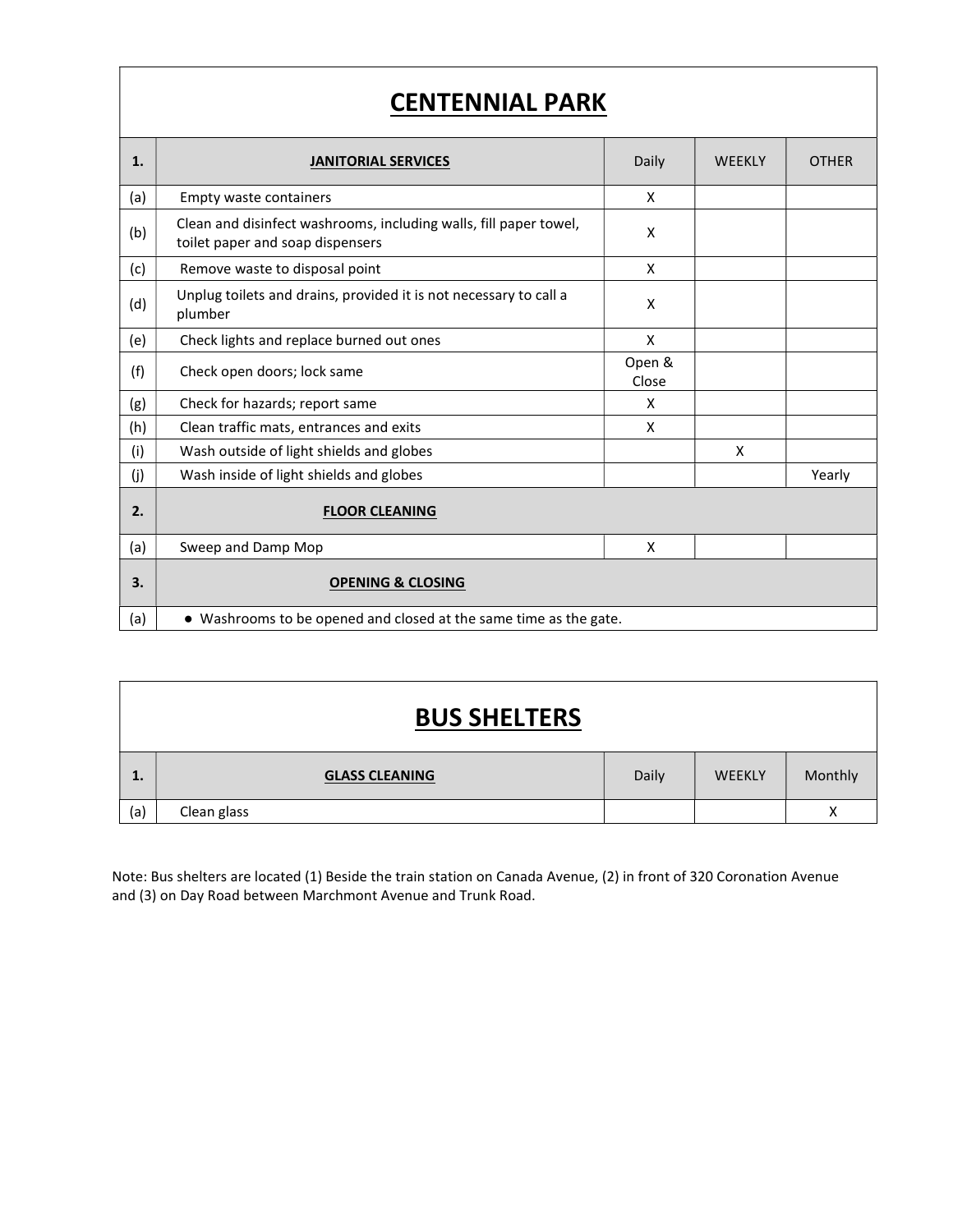## CENTENNIAL PARK

| 1. | JANITORIAL SERVICES | Daily | WEEKLY | OTHER |
|---|---|---|---|---|
| (a) | Empty waste containers | X | | |
| (b) | Clean and disinfect washrooms, including walls, fill paper towel, toilet paper and soap dispensers | X | | |
| (c) | Remove waste to disposal point | X | | |
| (d) | Unplug toilets and drains, provided it is not necessary to call a plumber | X | | |
| (e) | Check lights and replace burned out ones | X | | |
| (f) | Check open doors; lock same | Open & Close | | |
| (g) | Check for hazards; report same | X | | |
| (h) | Clean traffic mats, entrances and exits | X | | |
| (i) | Wash outside of light shields and globes | | X | |
| (j) | Wash inside of light shields and globes | | | Yearly |
| **2.** | **FLOOR CLEANING** | | | |
| (a) | Sweep and Damp Mop | X | | |
| **3.** | **OPENING & CLOSING** | | | |
| (a) | • Washrooms to be opened and closed at the same time as the gate. | | | |

## BUS SHELTERS

| 1. | GLASS CLEANING | Daily | WEEKLY | Monthly |
|---|---|---|---|---|
| (a) | Clean glass | | | X |

Note: Bus shelters are located (1) Beside the train station on Canada Avenue, (2) in front of 320 Coronation Avenue and (3) on Day Road between Marchmont Avenue and Trunk Road.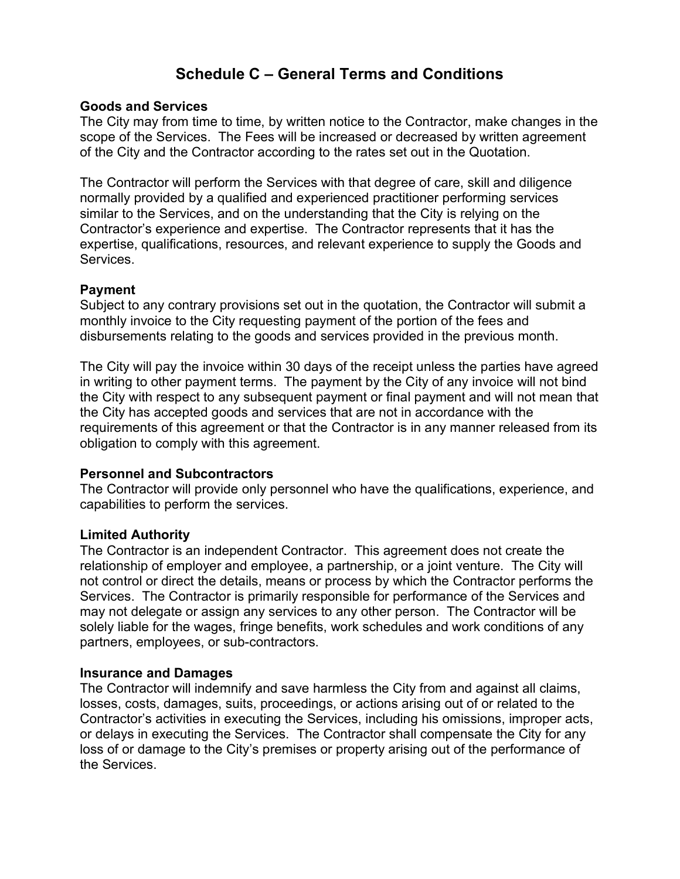# Schedule C – General Terms and Conditions

**Goods and Services**

The City may from time to time, by written notice to the Contractor, make changes in the scope of the Services. The Fees will be increased or decreased by written agreement of the City and the Contractor according to the rates set out in the Quotation.

The Contractor will perform the Services with that degree of care, skill and diligence normally provided by a qualified and experienced practitioner performing services similar to the Services, and on the understanding that the City is relying on the Contractor's experience and expertise. The Contractor represents that it has the expertise, qualifications, resources, and relevant experience to supply the Goods and Services.

**Payment**

Subject to any contrary provisions set out in the quotation, the Contractor will submit a monthly invoice to the City requesting payment of the portion of the fees and disbursements relating to the goods and services provided in the previous month.

The City will pay the invoice within 30 days of the receipt unless the parties have agreed in writing to other payment terms. The payment by the City of any invoice will not bind the City with respect to any subsequent payment or final payment and will not mean that the City has accepted goods and services that are not in accordance with the requirements of this agreement or that the Contractor is in any manner released from its obligation to comply with this agreement.

**Personnel and Subcontractors**

The Contractor will provide only personnel who have the qualifications, experience, and capabilities to perform the services.

**Limited Authority**

The Contractor is an independent Contractor. This agreement does not create the relationship of employer and employee, a partnership, or a joint venture. The City will not control or direct the details, means or process by which the Contractor performs the Services. The Contractor is primarily responsible for performance of the Services and may not delegate or assign any services to any other person. The Contractor will be solely liable for the wages, fringe benefits, work schedules and work conditions of any partners, employees, or sub-contractors.

**Insurance and Damages**

The Contractor will indemnify and save harmless the City from and against all claims, losses, costs, damages, suits, proceedings, or actions arising out of or related to the Contractor's activities in executing the Services, including his omissions, improper acts, or delays in executing the Services. The Contractor shall compensate the City for any loss of or damage to the City's premises or property arising out of the performance of the Services.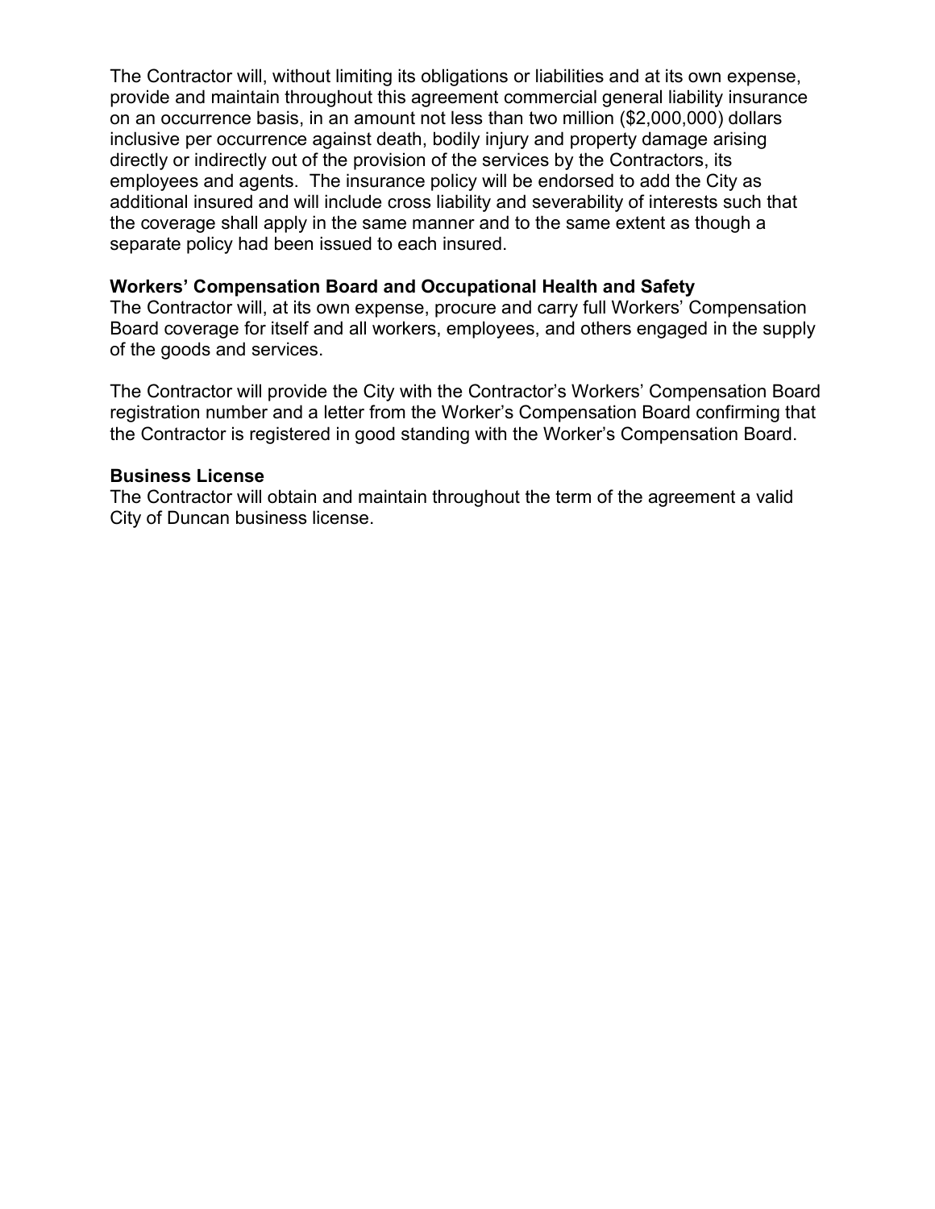The Contractor will, without limiting its obligations or liabilities and at its own expense, provide and maintain throughout this agreement commercial general liability insurance on an occurrence basis, in an amount not less than two million ($2,000,000) dollars inclusive per occurrence against death, bodily injury and property damage arising directly or indirectly out of the provision of the services by the Contractors, its employees and agents. The insurance policy will be endorsed to add the City as additional insured and will include cross liability and severability of interests such that the coverage shall apply in the same manner and to the same extent as though a separate policy had been issued to each insured.

**Workers' Compensation Board and Occupational Health and Safety**

The Contractor will, at its own expense, procure and carry full Workers' Compensation Board coverage for itself and all workers, employees, and others engaged in the supply of the goods and services.

The Contractor will provide the City with the Contractor's Workers' Compensation Board registration number and a letter from the Worker's Compensation Board confirming that the Contractor is registered in good standing with the Worker's Compensation Board.

**Business License**

The Contractor will obtain and maintain throughout the term of the agreement a valid City of Duncan business license.